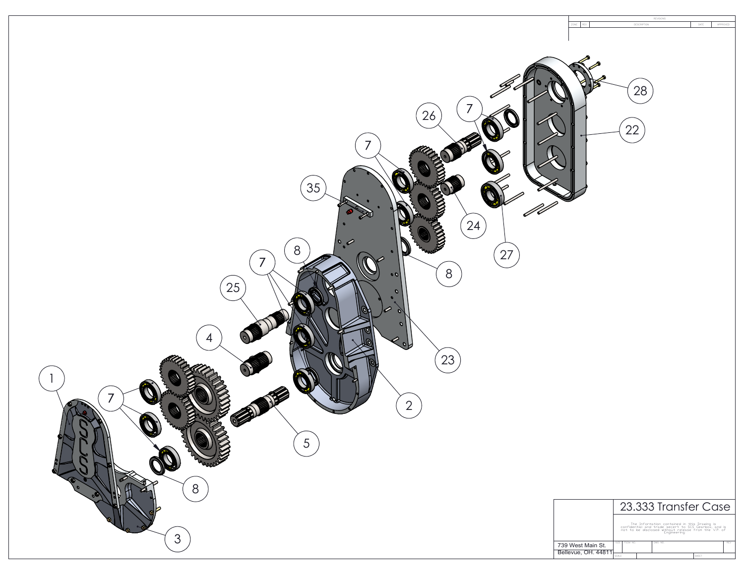# 23.333 Transfer Case

The information contained in this Drawing is confidential and trade secert to SCS Gearbox, and is not to be disclosed without release from the V.P. of Engineering.

739 West Main St.
Bellevue, OH. 44811

| ZONE | REV | DESCRIPTION | DATE | APPROVED |
| --- | --- | --- | --- | --- |

SIZE | FSCM NO. | DWG. NO. | REV

SCALE | SHEET

1, 2, 3, 4, 5, 7, 8, 22, 23, 24, 25, 26, 27, 28, 35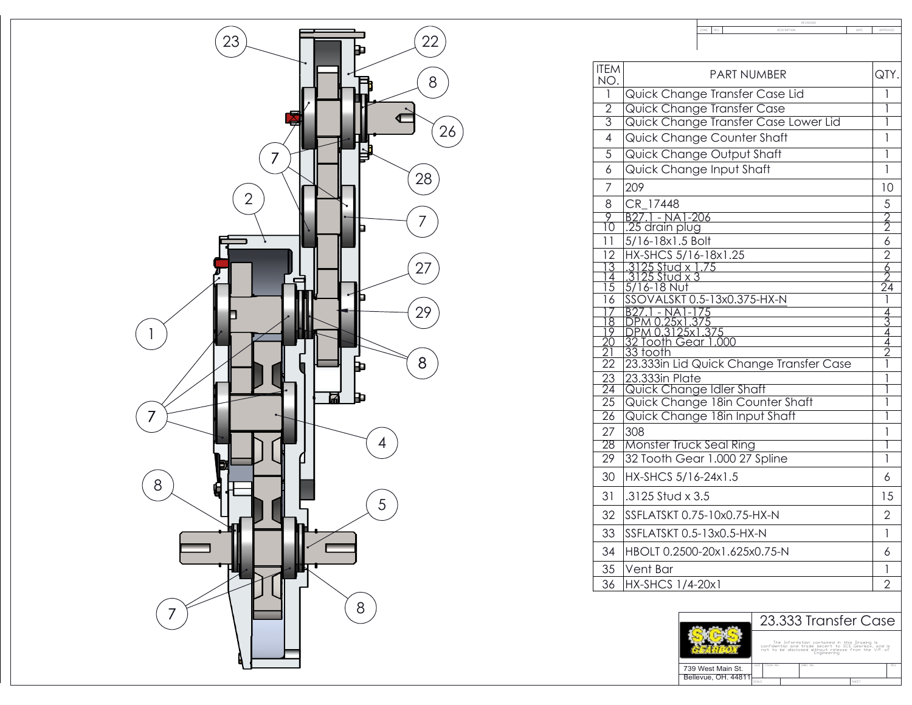| ITEM NO. | PART NUMBER | QTY. |
|---|---|---|
| 1 | Quick Change Transfer Case Lid | 1 |
| 2 | Quick Change Transfer Case | 1 |
| 3 | Quick Change Transfer Case Lower Lid | 1 |
| 4 | Quick Change Counter Shaft | 1 |
| 5 | Quick Change Output Shaft | 1 |
| 6 | Quick Change Input Shaft | 1 |
| 7 | 209 | 10 |
| 8 | CR_17448 | 5 |
| 9 | B27.1 - NA1-206 | 2 |
| 10 | .25 drain plug | 2 |
| 11 | 5/16-18x1.5 Bolt | 6 |
| 12 | HX-SHCS 5/16-18x1.25 | 2 |
| 13 | .3125 Stud x 1.75 | 6 |
| 14 | .3125 Stud x 3 | 2 |
| 15 | 5/16-18 Nut | 24 |
| 16 | SSOVALSKT 0.5-13x0.375-HX-N | 1 |
| 17 | B27.1 - NA1-175 | 4 |
| 18 | DPM 0.25x1.375 | 3 |
| 19 | DPM 0.3125x1.375 | 4 |
| 20 | 32 Tooth Gear 1.000 | 4 |
| 21 | 33 tooth | 2 |
| 22 | 23.333in Lid Quick Change Transfer Case | 1 |
| 23 | 23.333in Plate | 1 |
| 24 | Quick Change Idler Shaft | 1 |
| 25 | Quick Change 18in Counter Shaft | 1 |
| 26 | Quick Change 18in Input Shaft | 1 |
| 27 | 308 | 1 |
| 28 | Monster Truck Seal Ring | 1 |
| 29 | 32 Tooth Gear 1.000 27 Spline | 1 |
| 30 | HX-SHCS 5/16-24x1.5 | 6 |
| 31 | .3125 Stud x 3.5 | 15 |
| 32 | SSFLATSKT 0.75-10x0.75-HX-N | 2 |
| 33 | SSFLATSKT 0.5-13x0.5-HX-N | 1 |
| 34 | HBOLT 0.2500-20x1.625x0.75-N | 6 |
| 35 | Vent Bar | 1 |
| 36 | HX-SHCS 1/4-20x1 | 2 |

# 23.333 Transfer Case

The information contained in this drawing is confidential and trade secret to SCS Gearbox, and is not to be disclosed without release from the V.P. of Engineering.

SCS GEARBOX
739 West Main St.
Bellevue, OH. 44811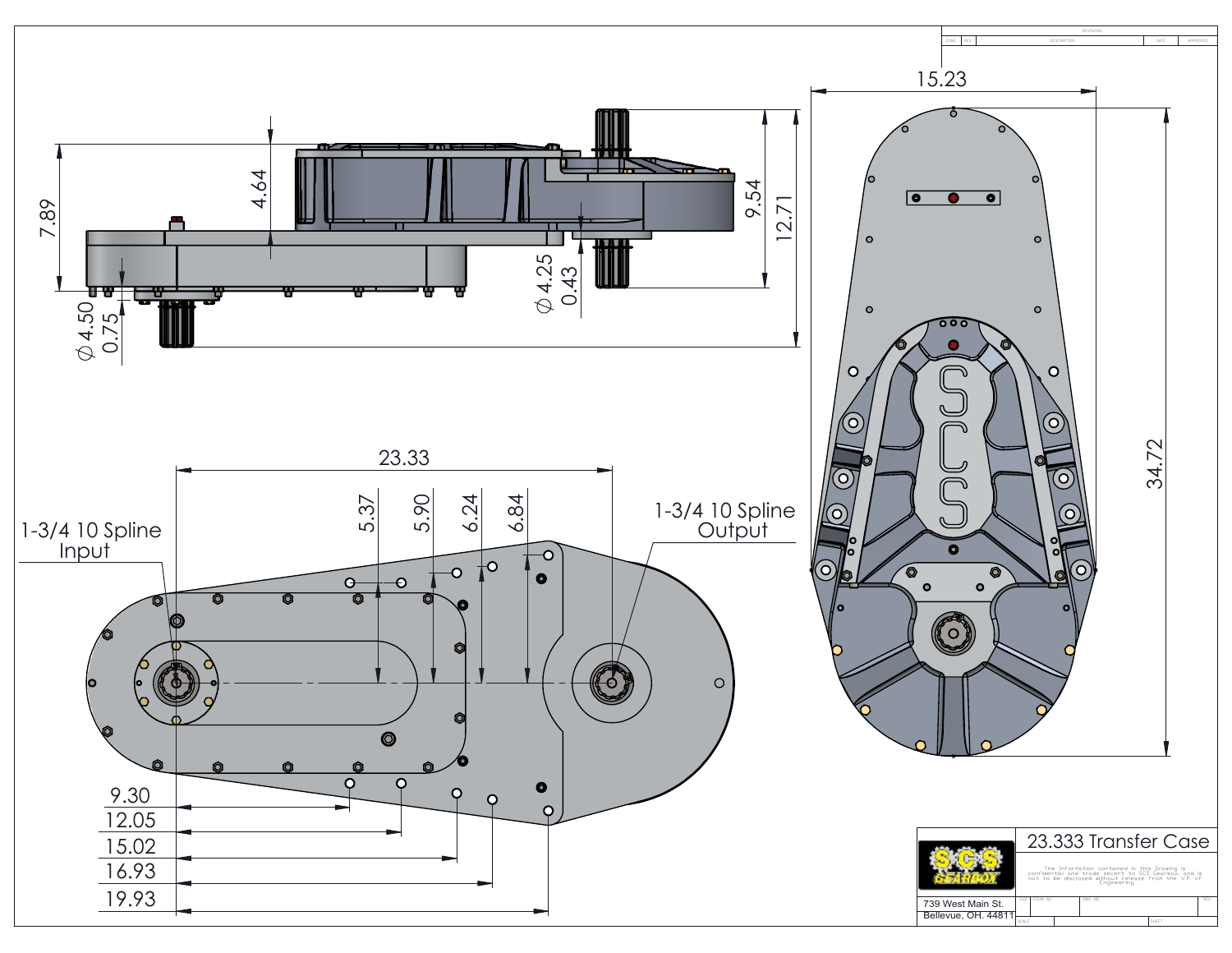# 23.333 Transfer Case

1-3/4 10 Spline Input

1-3/4 10 Spline Output

23.33

5.37
5.90
6.24
6.84

9.30
12.05
15.02
16.93
19.93

7.89
4.64
9.54
12.71
Ø 4.50
0.75
Ø 4.25
0.43

15.23
34.72

SCS GEARBOX

739 West Main St.
Bellevue, OH. 44811

The information contained in this Drawing is confidential and trade secert to SCS Gearbox, and is not to be disclosed without release from the V.P. of Engineering.